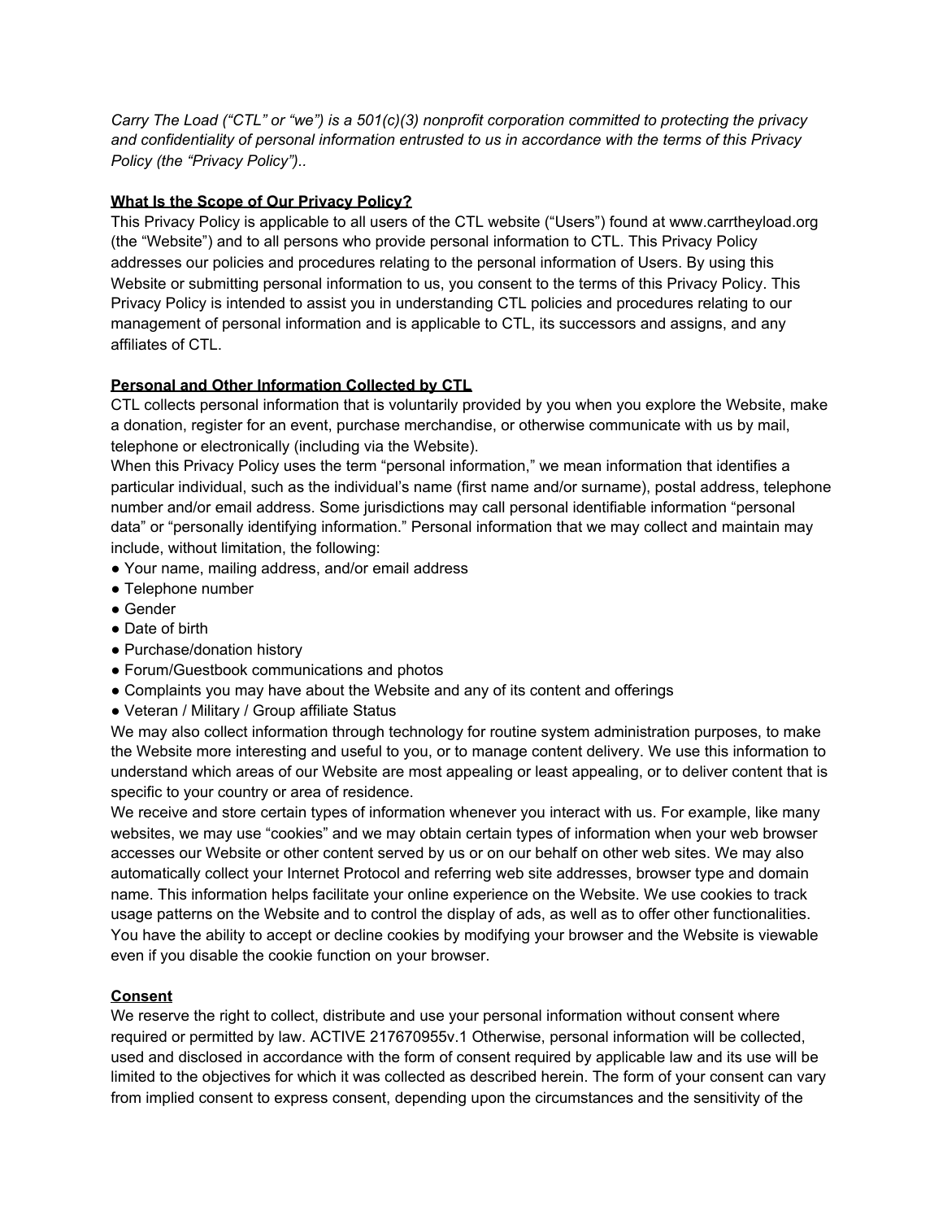*Carry The Load ("CTL" or "we") is a 501(c)(3) nonprofit corporation committed to protecting the privacy and confidentiality of personal information entrusted to us in accordance with the terms of this Privacy Policy (the "Privacy Policy")..*

**What Is the Scope of Our Privacy Policy?**

This Privacy Policy is applicable to all users of the CTL website ("Users") found at www.carrtheyload.org (the "Website") and to all persons who provide personal information to CTL. This Privacy Policy addresses our policies and procedures relating to the personal information of Users. By using this Website or submitting personal information to us, you consent to the terms of this Privacy Policy. This Privacy Policy is intended to assist you in understanding CTL policies and procedures relating to our management of personal information and is applicable to CTL, its successors and assigns, and any affiliates of CTL.

**Personal and Other Information Collected by CTL**

CTL collects personal information that is voluntarily provided by you when you explore the Website, make a donation, register for an event, purchase merchandise, or otherwise communicate with us by mail, telephone or electronically (including via the Website).

When this Privacy Policy uses the term "personal information," we mean information that identifies a particular individual, such as the individual's name (first name and/or surname), postal address, telephone number and/or email address. Some jurisdictions may call personal identifiable information "personal data" or "personally identifying information." Personal information that we may collect and maintain may include, without limitation, the following:

- Your name, mailing address, and/or email address
- Telephone number
- Gender
- Date of birth
- Purchase/donation history
- Forum/Guestbook communications and photos
- Complaints you may have about the Website and any of its content and offerings
- Veteran / Military / Group affiliate Status

We may also collect information through technology for routine system administration purposes, to make the Website more interesting and useful to you, or to manage content delivery. We use this information to understand which areas of our Website are most appealing or least appealing, or to deliver content that is specific to your country or area of residence.

We receive and store certain types of information whenever you interact with us. For example, like many websites, we may use "cookies" and we may obtain certain types of information when your web browser accesses our Website or other content served by us or on our behalf on other web sites. We may also automatically collect your Internet Protocol and referring web site addresses, browser type and domain name. This information helps facilitate your online experience on the Website. We use cookies to track usage patterns on the Website and to control the display of ads, as well as to offer other functionalities. You have the ability to accept or decline cookies by modifying your browser and the Website is viewable even if you disable the cookie function on your browser.

**Consent**

We reserve the right to collect, distribute and use your personal information without consent where required or permitted by law. ACTIVE 217670955v.1 Otherwise, personal information will be collected, used and disclosed in accordance with the form of consent required by applicable law and its use will be limited to the objectives for which it was collected as described herein. The form of your consent can vary from implied consent to express consent, depending upon the circumstances and the sensitivity of the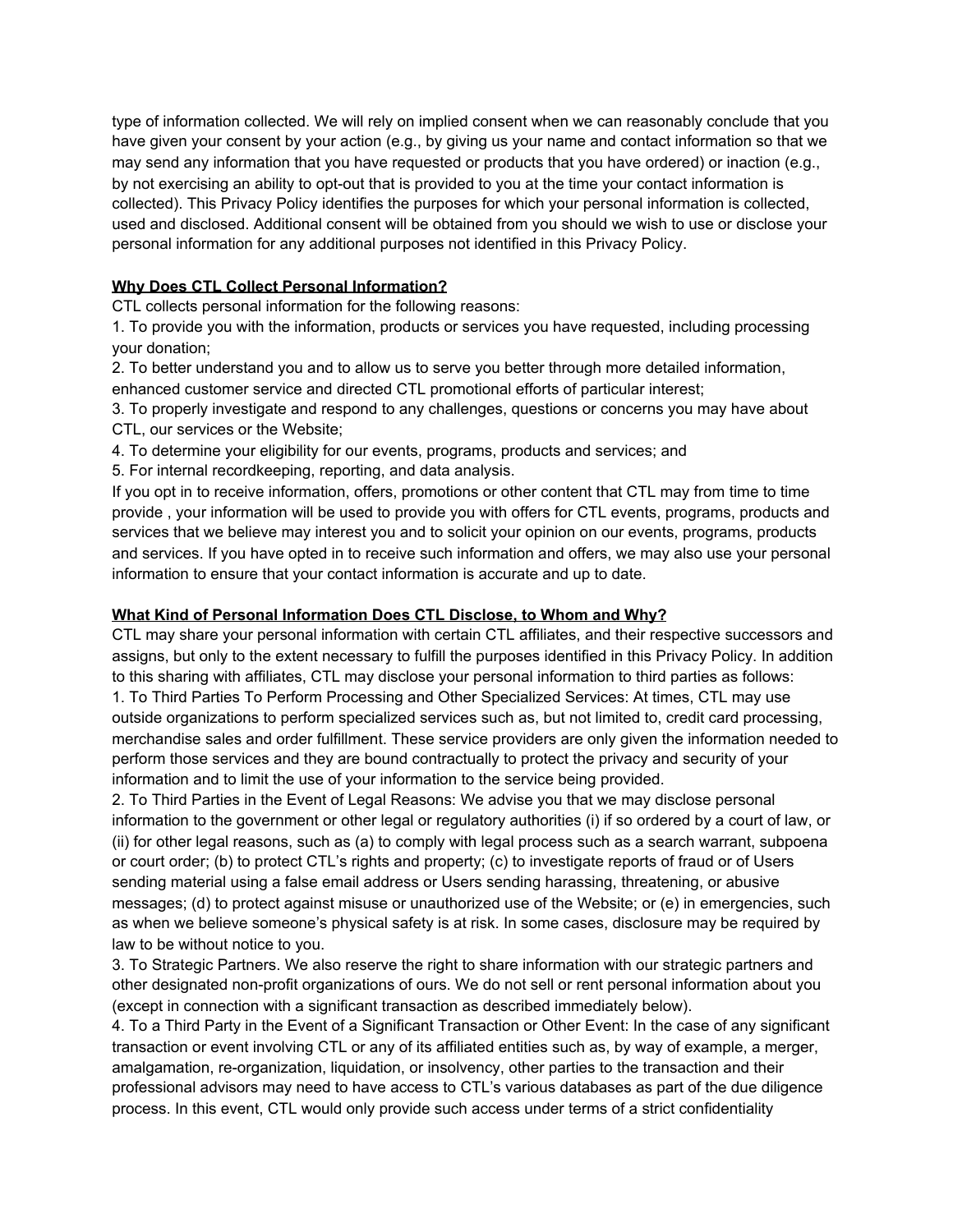type of information collected. We will rely on implied consent when we can reasonably conclude that you have given your consent by your action (e.g., by giving us your name and contact information so that we may send any information that you have requested or products that you have ordered) or inaction (e.g., by not exercising an ability to opt-out that is provided to you at the time your contact information is collected). This Privacy Policy identifies the purposes for which your personal information is collected, used and disclosed. Additional consent will be obtained from you should we wish to use or disclose your personal information for any additional purposes not identified in this Privacy Policy.

**Why Does CTL Collect Personal Information?**

CTL collects personal information for the following reasons:

1. To provide you with the information, products or services you have requested, including processing your donation;
2. To better understand you and to allow us to serve you better through more detailed information, enhanced customer service and directed CTL promotional efforts of particular interest;
3. To properly investigate and respond to any challenges, questions or concerns you may have about CTL, our services or the Website;
4. To determine your eligibility for our events, programs, products and services; and
5. For internal recordkeeping, reporting, and data analysis.

If you opt in to receive information, offers, promotions or other content that CTL may from time to time provide , your information will be used to provide you with offers for CTL events, programs, products and services that we believe may interest you and to solicit your opinion on our events, programs, products and services. If you have opted in to receive such information and offers, we may also use your personal information to ensure that your contact information is accurate and up to date.

**What Kind of Personal Information Does CTL Disclose, to Whom and Why?**

CTL may share your personal information with certain CTL affiliates, and their respective successors and assigns, but only to the extent necessary to fulfill the purposes identified in this Privacy Policy. In addition to this sharing with affiliates, CTL may disclose your personal information to third parties as follows:

1. To Third Parties To Perform Processing and Other Specialized Services: At times, CTL may use outside organizations to perform specialized services such as, but not limited to, credit card processing, merchandise sales and order fulfillment. These service providers are only given the information needed to perform those services and they are bound contractually to protect the privacy and security of your information and to limit the use of your information to the service being provided.
2. To Third Parties in the Event of Legal Reasons: We advise you that we may disclose personal information to the government or other legal or regulatory authorities (i) if so ordered by a court of law, or (ii) for other legal reasons, such as (a) to comply with legal process such as a search warrant, subpoena or court order; (b) to protect CTL's rights and property; (c) to investigate reports of fraud or of Users sending material using a false email address or Users sending harassing, threatening, or abusive messages; (d) to protect against misuse or unauthorized use of the Website; or (e) in emergencies, such as when we believe someone's physical safety is at risk. In some cases, disclosure may be required by law to be without notice to you.
3. To Strategic Partners. We also reserve the right to share information with our strategic partners and other designated non-profit organizations of ours. We do not sell or rent personal information about you (except in connection with a significant transaction as described immediately below).
4. To a Third Party in the Event of a Significant Transaction or Other Event: In the case of any significant transaction or event involving CTL or any of its affiliated entities such as, by way of example, a merger, amalgamation, re-organization, liquidation, or insolvency, other parties to the transaction and their professional advisors may need to have access to CTL's various databases as part of the due diligence process. In this event, CTL would only provide such access under terms of a strict confidentiality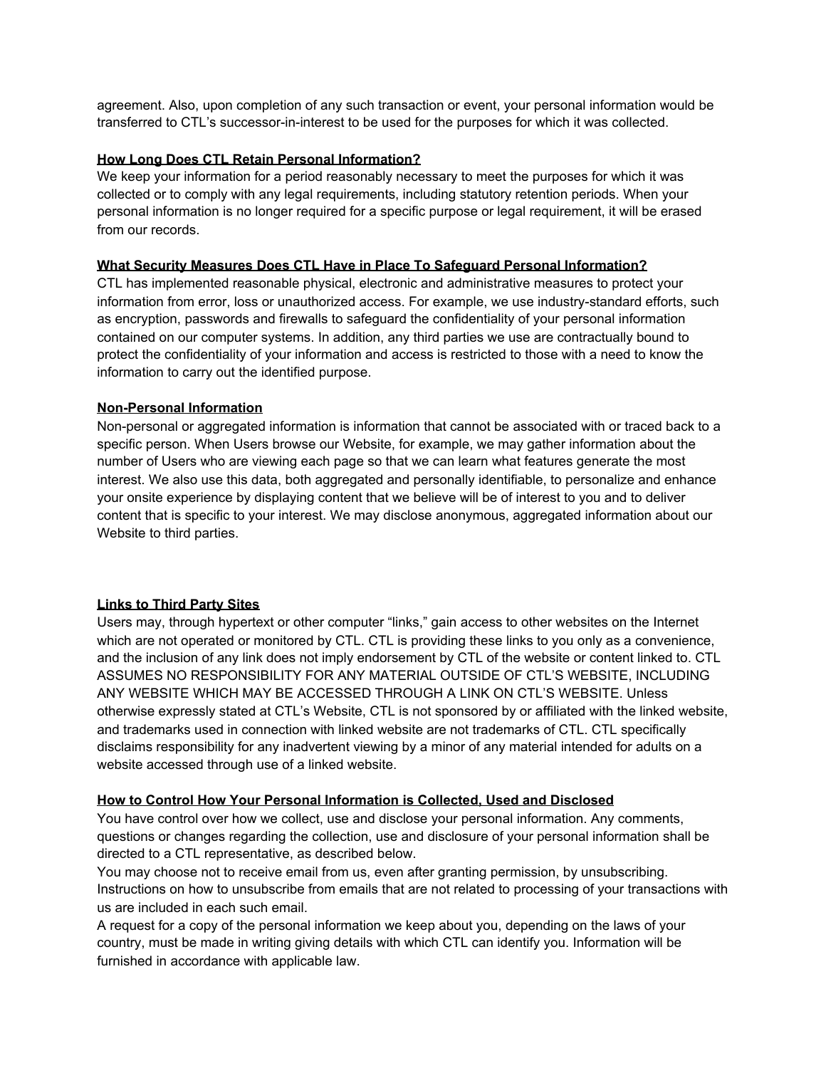agreement. Also, upon completion of any such transaction or event, your personal information would be transferred to CTL's successor-in-interest to be used for the purposes for which it was collected.

**How Long Does CTL Retain Personal Information?**

We keep your information for a period reasonably necessary to meet the purposes for which it was collected or to comply with any legal requirements, including statutory retention periods. When your personal information is no longer required for a specific purpose or legal requirement, it will be erased from our records.

**What Security Measures Does CTL Have in Place To Safeguard Personal Information?**

CTL has implemented reasonable physical, electronic and administrative measures to protect your information from error, loss or unauthorized access. For example, we use industry-standard efforts, such as encryption, passwords and firewalls to safeguard the confidentiality of your personal information contained on our computer systems. In addition, any third parties we use are contractually bound to protect the confidentiality of your information and access is restricted to those with a need to know the information to carry out the identified purpose.

**Non-Personal Information**

Non-personal or aggregated information is information that cannot be associated with or traced back to a specific person. When Users browse our Website, for example, we may gather information about the number of Users who are viewing each page so that we can learn what features generate the most interest. We also use this data, both aggregated and personally identifiable, to personalize and enhance your onsite experience by displaying content that we believe will be of interest to you and to deliver content that is specific to your interest. We may disclose anonymous, aggregated information about our Website to third parties.

**Links to Third Party Sites**

Users may, through hypertext or other computer "links," gain access to other websites on the Internet which are not operated or monitored by CTL. CTL is providing these links to you only as a convenience, and the inclusion of any link does not imply endorsement by CTL of the website or content linked to. CTL ASSUMES NO RESPONSIBILITY FOR ANY MATERIAL OUTSIDE OF CTL'S WEBSITE, INCLUDING ANY WEBSITE WHICH MAY BE ACCESSED THROUGH A LINK ON CTL'S WEBSITE. Unless otherwise expressly stated at CTL's Website, CTL is not sponsored by or affiliated with the linked website, and trademarks used in connection with linked website are not trademarks of CTL. CTL specifically disclaims responsibility for any inadvertent viewing by a minor of any material intended for adults on a website accessed through use of a linked website.

**How to Control How Your Personal Information is Collected, Used and Disclosed**

You have control over how we collect, use and disclose your personal information. Any comments, questions or changes regarding the collection, use and disclosure of your personal information shall be directed to a CTL representative, as described below.

You may choose not to receive email from us, even after granting permission, by unsubscribing. Instructions on how to unsubscribe from emails that are not related to processing of your transactions with us are included in each such email.

A request for a copy of the personal information we keep about you, depending on the laws of your country, must be made in writing giving details with which CTL can identify you. Information will be furnished in accordance with applicable law.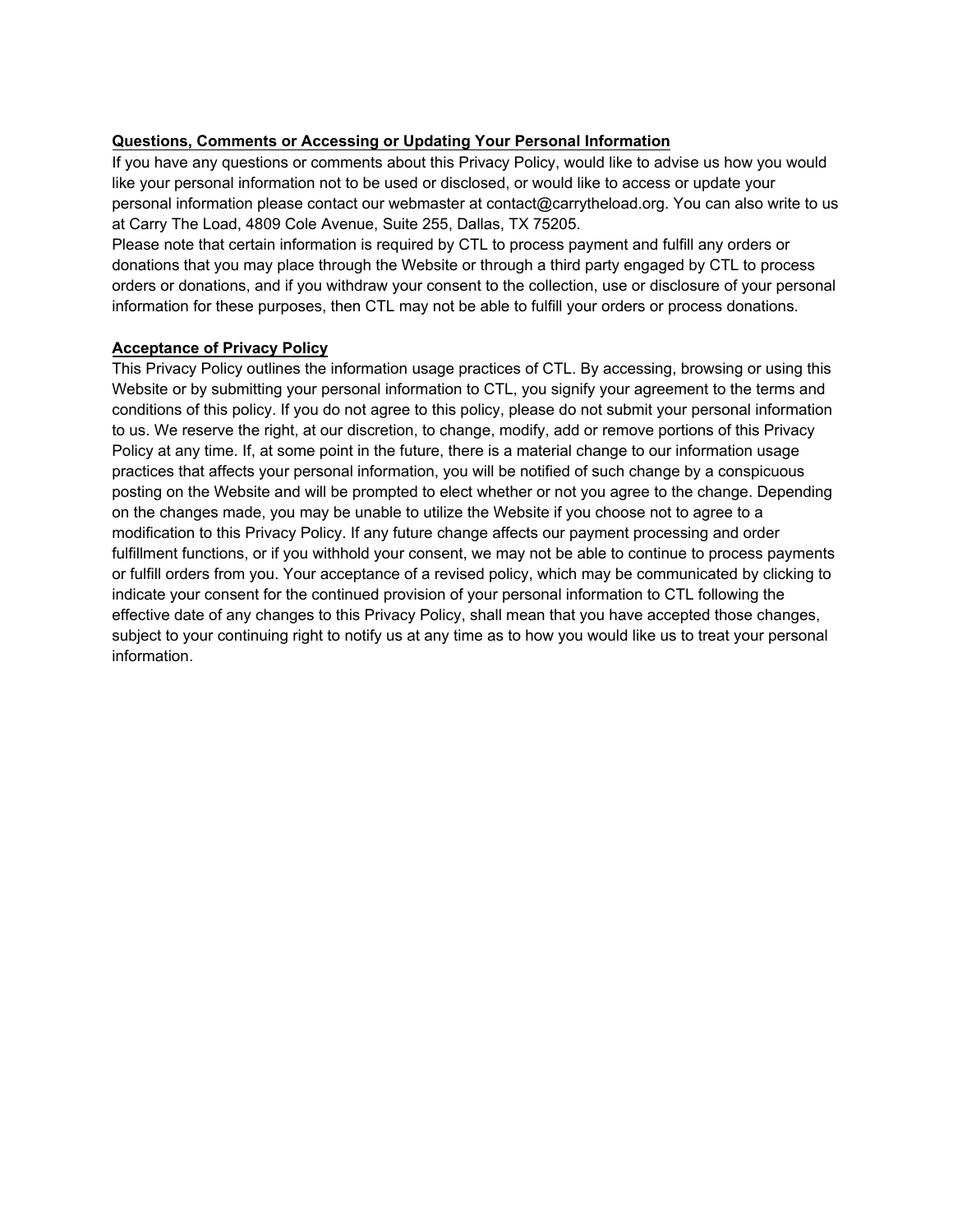**Questions, Comments or Accessing or Updating Your Personal Information**

If you have any questions or comments about this Privacy Policy, would like to advise us how you would like your personal information not to be used or disclosed, or would like to access or update your personal information please contact our webmaster at contact@carrytheload.org. You can also write to us at Carry The Load, 4809 Cole Avenue, Suite 255, Dallas, TX 75205.

Please note that certain information is required by CTL to process payment and fulfill any orders or donations that you may place through the Website or through a third party engaged by CTL to process orders or donations, and if you withdraw your consent to the collection, use or disclosure of your personal information for these purposes, then CTL may not be able to fulfill your orders or process donations.

**Acceptance of Privacy Policy**

This Privacy Policy outlines the information usage practices of CTL. By accessing, browsing or using this Website or by submitting your personal information to CTL, you signify your agreement to the terms and conditions of this policy. If you do not agree to this policy, please do not submit your personal information to us. We reserve the right, at our discretion, to change, modify, add or remove portions of this Privacy Policy at any time. If, at some point in the future, there is a material change to our information usage practices that affects your personal information, you will be notified of such change by a conspicuous posting on the Website and will be prompted to elect whether or not you agree to the change. Depending on the changes made, you may be unable to utilize the Website if you choose not to agree to a modification to this Privacy Policy. If any future change affects our payment processing and order fulfillment functions, or if you withhold your consent, we may not be able to continue to process payments or fulfill orders from you. Your acceptance of a revised policy, which may be communicated by clicking to indicate your consent for the continued provision of your personal information to CTL following the effective date of any changes to this Privacy Policy, shall mean that you have accepted those changes, subject to your continuing right to notify us at any time as to how you would like us to treat your personal information.